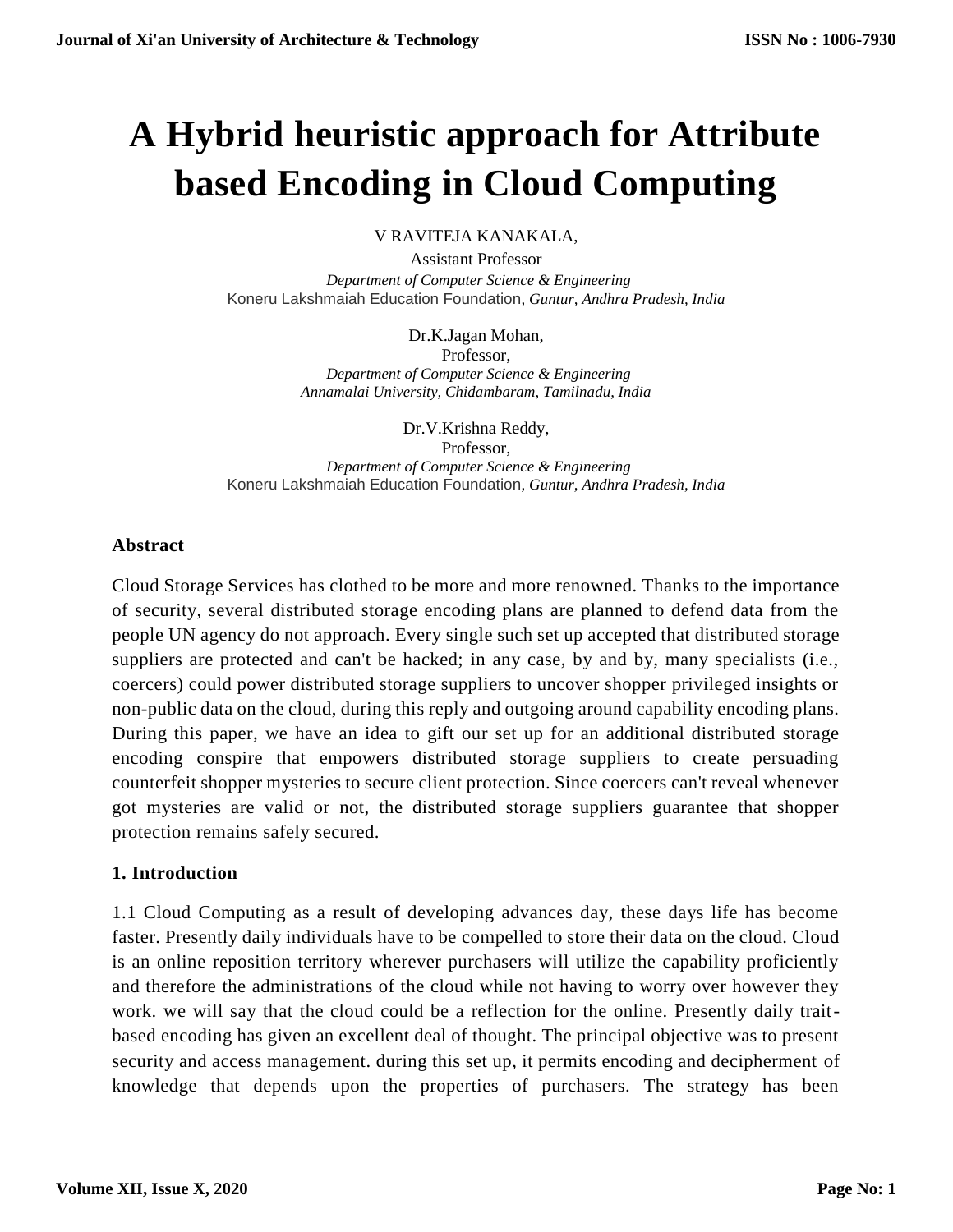# A Hybrid heuristic approach for Attribute based Encoding in Cloud Computing

V RAVITEJA KANAKALA,
Assistant Professor
*Department of Computer Science & Engineering*
Koneru Lakshmaiah Education Foundation*, Guntur, Andhra Pradesh, India*

Dr.K.Jagan Mohan,
Professor,
*Department of Computer Science & Engineering*
*Annamalai University, Chidambaram, Tamilnadu, India*

Dr.V.Krishna Reddy,
Professor,
*Department of Computer Science & Engineering*
Koneru Lakshmaiah Education Foundation*, Guntur, Andhra Pradesh, India*

## Abstract

Cloud Storage Services has clothed to be more and more renowned. Thanks to the importance of security, several distributed storage encoding plans are planned to defend data from the people UN agency do not approach. Every single such set up accepted that distributed storage suppliers are protected and can't be hacked; in any case, by and by, many specialists (i.e., coercers) could power distributed storage suppliers to uncover shopper privileged insights or non-public data on the cloud, during this reply and outgoing around capability encoding plans. During this paper, we have an idea to gift our set up for an additional distributed storage encoding conspire that empowers distributed storage suppliers to create persuading counterfeit shopper mysteries to secure client protection. Since coercers can't reveal whenever got mysteries are valid or not, the distributed storage suppliers guarantee that shopper protection remains safely secured.

## 1. Introduction

1.1 Cloud Computing as a result of developing advances day, these days life has become faster. Presently daily individuals have to be compelled to store their data on the cloud. Cloud is an online reposition territory wherever purchasers will utilize the capability proficiently and therefore the administrations of the cloud while not having to worry over however they work. we will say that the cloud could be a reflection for the online. Presently daily trait-based encoding has given an excellent deal of thought. The principal objective was to present security and access management. during this set up, it permits encoding and decipherment of knowledge that depends upon the properties of purchasers. The strategy has been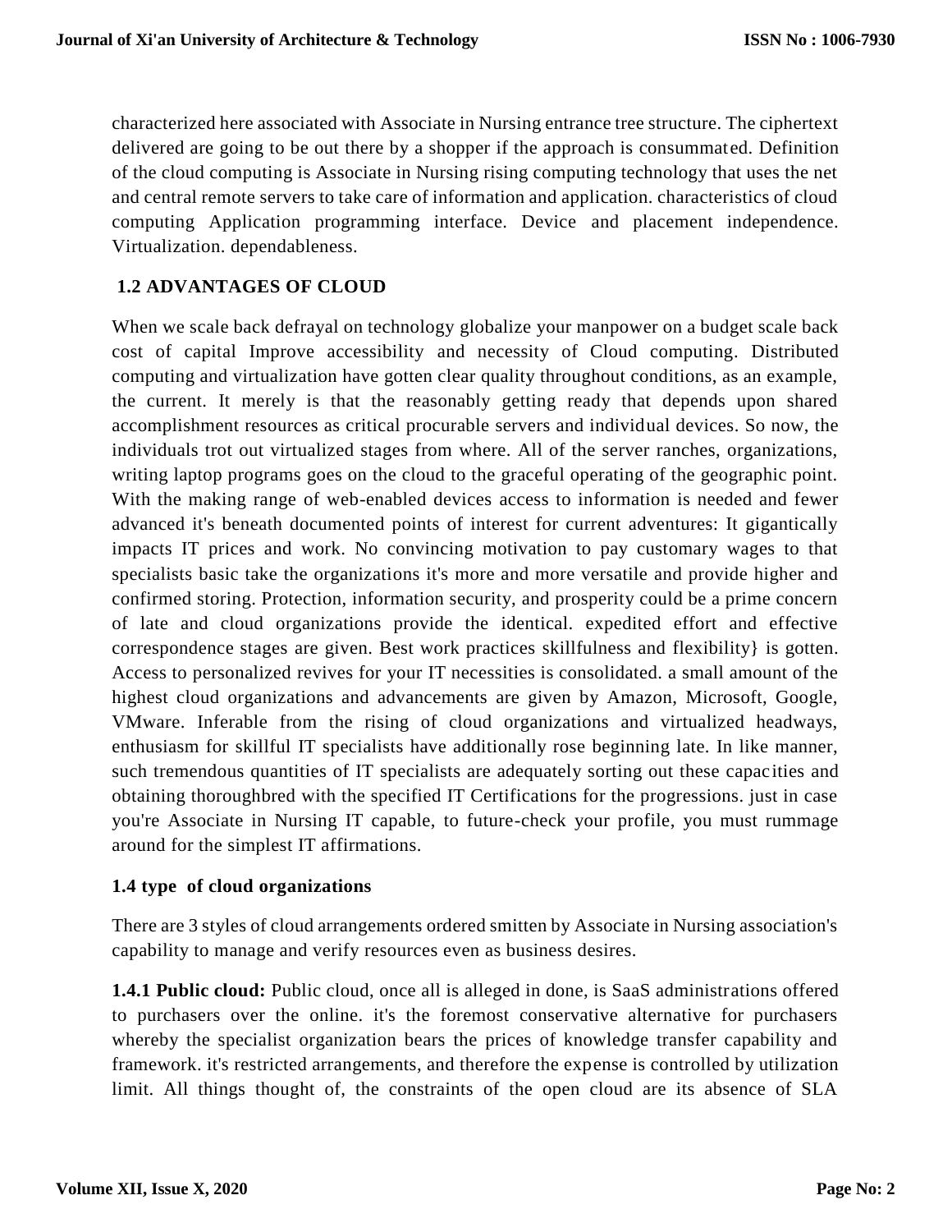characterized here associated with Associate in Nursing entrance tree structure. The ciphertext delivered are going to be out there by a shopper if the approach is consummated. Definition of the cloud computing is Associate in Nursing rising computing technology that uses the net and central remote servers to take care of information and application. characteristics of cloud computing Application programming interface. Device and placement independence. Virtualization. dependableness.

## 1.2 ADVANTAGES OF CLOUD

When we scale back defrayal on technology globalize your manpower on a budget scale back cost of capital Improve accessibility and necessity of Cloud computing. Distributed computing and virtualization have gotten clear quality throughout conditions, as an example, the current. It merely is that the reasonably getting ready that depends upon shared accomplishment resources as critical procurable servers and individual devices. So now, the individuals trot out virtualized stages from where. All of the server ranches, organizations, writing laptop programs goes on the cloud to the graceful operating of the geographic point. With the making range of web-enabled devices access to information is needed and fewer advanced it's beneath documented points of interest for current adventures: It gigantically impacts IT prices and work. No convincing motivation to pay customary wages to that specialists basic take the organizations it's more and more versatile and provide higher and confirmed storing. Protection, information security, and prosperity could be a prime concern of late and cloud organizations provide the identical. expedited effort and effective correspondence stages are given. Best work practices skillfulness and flexibility} is gotten. Access to personalized revives for your IT necessities is consolidated. a small amount of the highest cloud organizations and advancements are given by Amazon, Microsoft, Google, VMware. Inferable from the rising of cloud organizations and virtualized headways, enthusiasm for skillful IT specialists have additionally rose beginning late. In like manner, such tremendous quantities of IT specialists are adequately sorting out these capacities and obtaining thoroughbred with the specified IT Certifications for the progressions. just in case you're Associate in Nursing IT capable, to future-check your profile, you must rummage around for the simplest IT affirmations.

## 1.4 type of cloud organizations

There are 3 styles of cloud arrangements ordered smitten by Associate in Nursing association's capability to manage and verify resources even as business desires.

**1.4.1 Public cloud:** Public cloud, once all is alleged in done, is SaaS administrations offered to purchasers over the online. it's the foremost conservative alternative for purchasers whereby the specialist organization bears the prices of knowledge transfer capability and framework. it's restricted arrangements, and therefore the expense is controlled by utilization limit. All things thought of, the constraints of the open cloud are its absence of SLA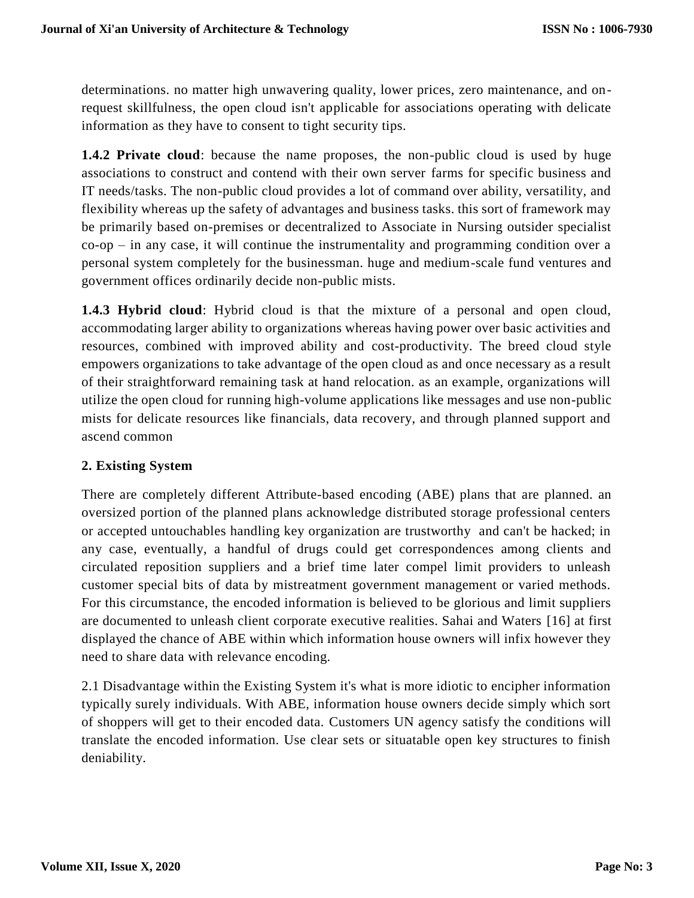determinations. no matter high unwavering quality, lower prices, zero maintenance, and on-request skillfulness, the open cloud isn't applicable for associations operating with delicate information as they have to consent to tight security tips.

**1.4.2 Private cloud**: because the name proposes, the non-public cloud is used by huge associations to construct and contend with their own server farms for specific business and IT needs/tasks. The non-public cloud provides a lot of command over ability, versatility, and flexibility whereas up the safety of advantages and business tasks. this sort of framework may be primarily based on-premises or decentralized to Associate in Nursing outsider specialist co-op – in any case, it will continue the instrumentality and programming condition over a personal system completely for the businessman. huge and medium-scale fund ventures and government offices ordinarily decide non-public mists.

**1.4.3 Hybrid cloud**: Hybrid cloud is that the mixture of a personal and open cloud, accommodating larger ability to organizations whereas having power over basic activities and resources, combined with improved ability and cost-productivity. The breed cloud style empowers organizations to take advantage of the open cloud as and once necessary as a result of their straightforward remaining task at hand relocation. as an example, organizations will utilize the open cloud for running high-volume applications like messages and use non-public mists for delicate resources like financials, data recovery, and through planned support and ascend common

## 2. Existing System

There are completely different Attribute-based encoding (ABE) plans that are planned. an oversized portion of the planned plans acknowledge distributed storage professional centers or accepted untouchables handling key organization are trustworthy and can't be hacked; in any case, eventually, a handful of drugs could get correspondences among clients and circulated reposition suppliers and a brief time later compel limit providers to unleash customer special bits of data by mistreatment government management or varied methods. For this circumstance, the encoded information is believed to be glorious and limit suppliers are documented to unleash client corporate executive realities. Sahai and Waters [16] at first displayed the chance of ABE within which information house owners will infix however they need to share data with relevance encoding.

2.1 Disadvantage within the Existing System it's what is more idiotic to encipher information typically surely individuals. With ABE, information house owners decide simply which sort of shoppers will get to their encoded data. Customers UN agency satisfy the conditions will translate the encoded information. Use clear sets or situatable open key structures to finish deniability.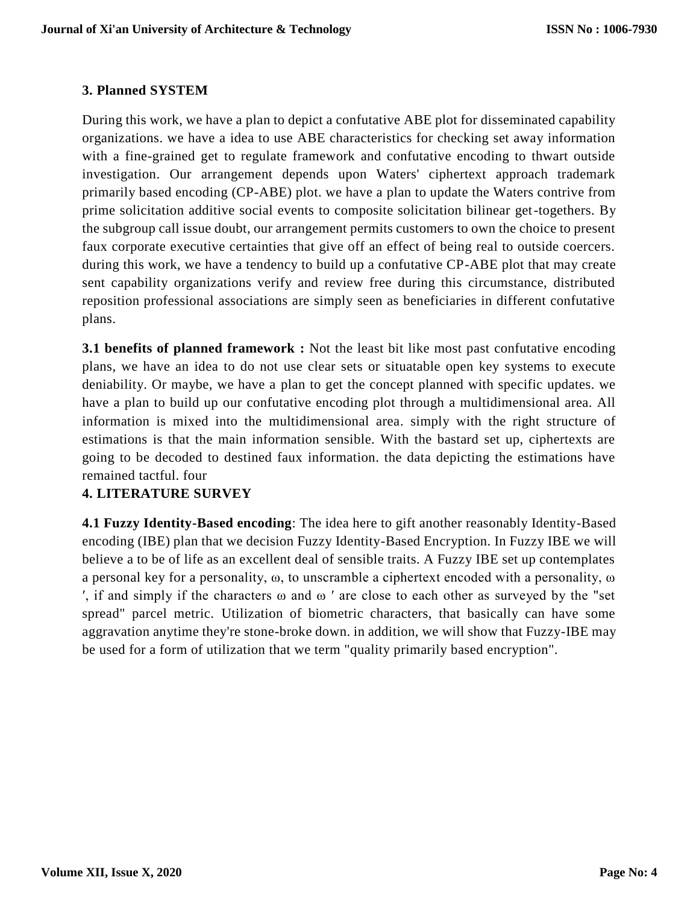## 3. Planned SYSTEM

During this work, we have a plan to depict a confutative ABE plot for disseminated capability organizations. we have a idea to use ABE characteristics for checking set away information with a fine-grained get to regulate framework and confutative encoding to thwart outside investigation. Our arrangement depends upon Waters' ciphertext approach trademark primarily based encoding (CP-ABE) plot. we have a plan to update the Waters contrive from prime solicitation additive social events to composite solicitation bilinear get-togethers. By the subgroup call issue doubt, our arrangement permits customers to own the choice to present faux corporate executive certainties that give off an effect of being real to outside coercers. during this work, we have a tendency to build up a confutative CP-ABE plot that may create sent capability organizations verify and review free during this circumstance, distributed reposition professional associations are simply seen as beneficiaries in different confutative plans.

**3.1 benefits of planned framework :** Not the least bit like most past confutative encoding plans, we have an idea to do not use clear sets or situatable open key systems to execute deniability. Or maybe, we have a plan to get the concept planned with specific updates. we have a plan to build up our confutative encoding plot through a multidimensional area. All information is mixed into the multidimensional area. simply with the right structure of estimations is that the main information sensible. With the bastard set up, ciphertexts are going to be decoded to destined faux information. the data depicting the estimations have remained tactful. four

## 4. LITERATURE SURVEY

**4.1 Fuzzy Identity-Based encoding**: The idea here to gift another reasonably Identity-Based encoding (IBE) plan that we decision Fuzzy Identity-Based Encryption. In Fuzzy IBE we will believe a to be of life as an excellent deal of sensible traits. A Fuzzy IBE set up contemplates a personal key for a personality, $\omega$, to unscramble a ciphertext encoded with a personality, $\omega'$, if and simply if the characters $\omega$ and $\omega'$ are close to each other as surveyed by the "set spread" parcel metric. Utilization of biometric characters, that basically can have some aggravation anytime they're stone-broke down. in addition, we will show that Fuzzy-IBE may be used for a form of utilization that we term "quality primarily based encryption".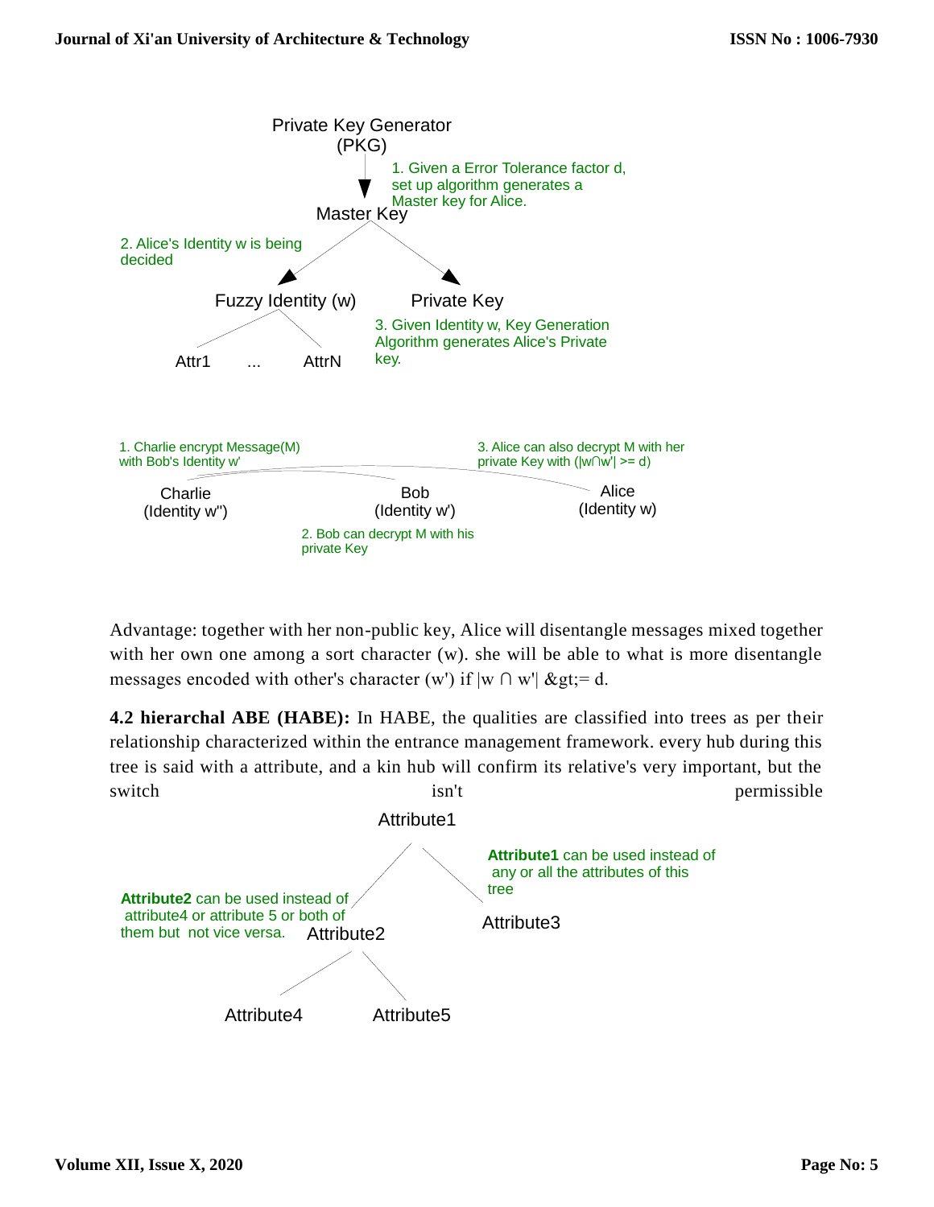Private Key Generator (PKG)

1. Given a Error Tolerance factor d, set up algorithm generates a Master key for Alice.

Master Key

2. Alice's Identity w is being decided

Fuzzy Identity (w)

Private Key

3. Given Identity w, Key Generation Algorithm generates Alice's Private key.

Attr1 ... AttrN

1. Charlie encrypt Message(M) with Bob's Identity w'

3. Alice can also decrypt M with her private Key with (|w∩w'| >= d)

Charlie (Identity w'')

Bob (Identity w')

Alice (Identity w)

2. Bob can decrypt M with his private Key

Advantage: together with her non-public key, Alice will disentangle messages mixed together with her own one among a sort character (w). she will be able to what is more disentangle messages encoded with other's character (w') if |w ∩ w'| &gt;= d.

**4.2 hierarchal ABE (HABE):** In HABE, the qualities are classified into trees as per their relationship characterized within the entrance management framework. every hub during this tree is said with a attribute, and a kin hub will confirm its relative's very important, but the switch isn't permissible

Attribute1

**Attribute1** can be used instead of any or all the attributes of this tree

**Attribute2** can be used instead of attribute4 or attribute 5 or both of them but not vice versa.

Attribute2

Attribute3

Attribute4 Attribute5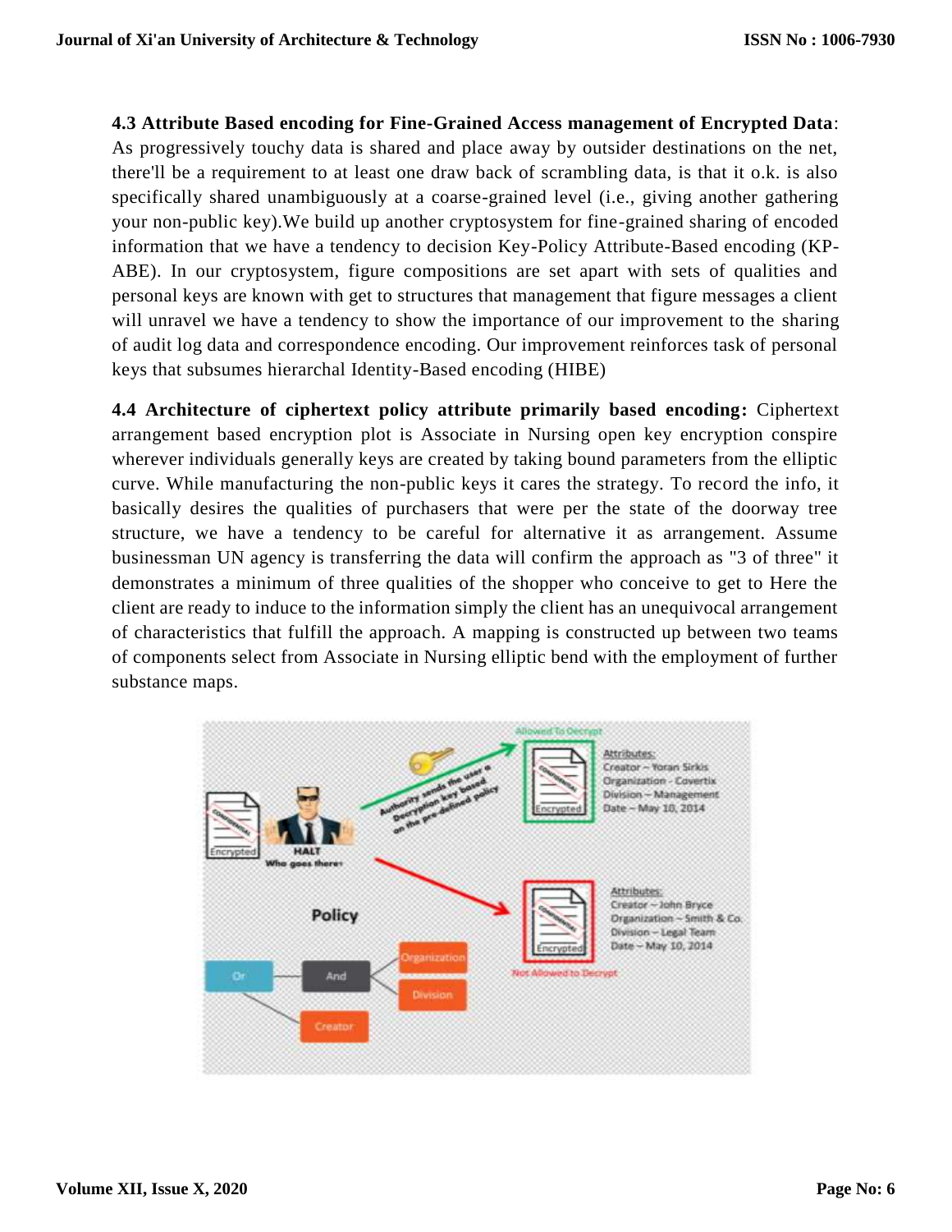**4.3 Attribute Based encoding for Fine-Grained Access management of Encrypted Data**: As progressively touchy data is shared and place away by outsider destinations on the net, there'll be a requirement to at least one draw back of scrambling data, is that it o.k. is also specifically shared unambiguously at a coarse-grained level (i.e., giving another gathering your non-public key).We build up another cryptosystem for fine-grained sharing of encoded information that we have a tendency to decision Key-Policy Attribute-Based encoding (KP-ABE). In our cryptosystem, figure compositions are set apart with sets of qualities and personal keys are known with get to structures that management that figure messages a client will unravel we have a tendency to show the importance of our improvement to the sharing of audit log data and correspondence encoding. Our improvement reinforces task of personal keys that subsumes hierarchal Identity-Based encoding (HIBE)

**4.4 Architecture of ciphertext policy attribute primarily based encoding:** Ciphertext arrangement based encryption plot is Associate in Nursing open key encryption conspire wherever individuals generally keys are created by taking bound parameters from the elliptic curve. While manufacturing the non-public keys it cares the strategy. To record the info, it basically desires the qualities of purchasers that were per the state of the doorway tree structure, we have a tendency to be careful for alternative it as arrangement. Assume businessman UN agency is transferring the data will confirm the approach as "3 of three" it demonstrates a minimum of three qualities of the shopper who conceive to get to Here the client are ready to induce to the information simply the client has an unequivocal arrangement of characteristics that fulfill the approach. A mapping is constructed up between two teams of components select from Associate in Nursing elliptic bend with the employment of further substance maps.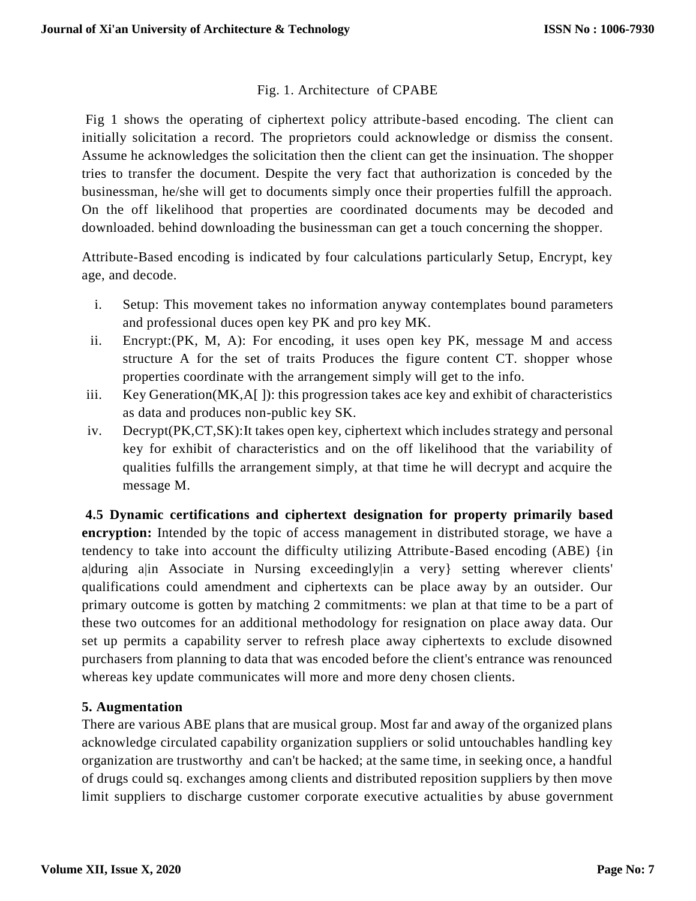Fig. 1. Architecture of CPABE

Fig 1 shows the operating of ciphertext policy attribute-based encoding. The client can initially solicitation a record. The proprietors could acknowledge or dismiss the consent. Assume he acknowledges the solicitation then the client can get the insinuation. The shopper tries to transfer the document. Despite the very fact that authorization is conceded by the businessman, he/she will get to documents simply once their properties fulfill the approach. On the off likelihood that properties are coordinated documents may be decoded and downloaded. behind downloading the businessman can get a touch concerning the shopper.

Attribute-Based encoding is indicated by four calculations particularly Setup, Encrypt, key age, and decode.

i. Setup: This movement takes no information anyway contemplates bound parameters and professional duces open key PK and pro key MK.
ii. Encrypt:(PK, M, A): For encoding, it uses open key PK, message M and access structure A for the set of traits Produces the figure content CT. shopper whose properties coordinate with the arrangement simply will get to the info.
iii. Key Generation(MK,A[ ]): this progression takes ace key and exhibit of characteristics as data and produces non-public key SK.
iv. Decrypt(PK,CT,SK):It takes open key, ciphertext which includes strategy and personal key for exhibit of characteristics and on the off likelihood that the variability of qualities fulfills the arrangement simply, at that time he will decrypt and acquire the message M.

**4.5 Dynamic certifications and ciphertext designation for property primarily based encryption:** Intended by the topic of access management in distributed storage, we have a tendency to take into account the difficulty utilizing Attribute-Based encoding (ABE) {in a|during a|in Associate in Nursing exceedingly|in a very} setting wherever clients' qualifications could amendment and ciphertexts can be place away by an outsider. Our primary outcome is gotten by matching 2 commitments: we plan at that time to be a part of these two outcomes for an additional methodology for resignation on place away data. Our set up permits a capability server to refresh place away ciphertexts to exclude disowned purchasers from planning to data that was encoded before the client's entrance was renounced whereas key update communicates will more and more deny chosen clients.

## 5. Augmentation

There are various ABE plans that are musical group. Most far and away of the organized plans acknowledge circulated capability organization suppliers or solid untouchables handling key organization are trustworthy and can't be hacked; at the same time, in seeking once, a handful of drugs could sq. exchanges among clients and distributed reposition suppliers by then move limit suppliers to discharge customer corporate executive actualities by abuse government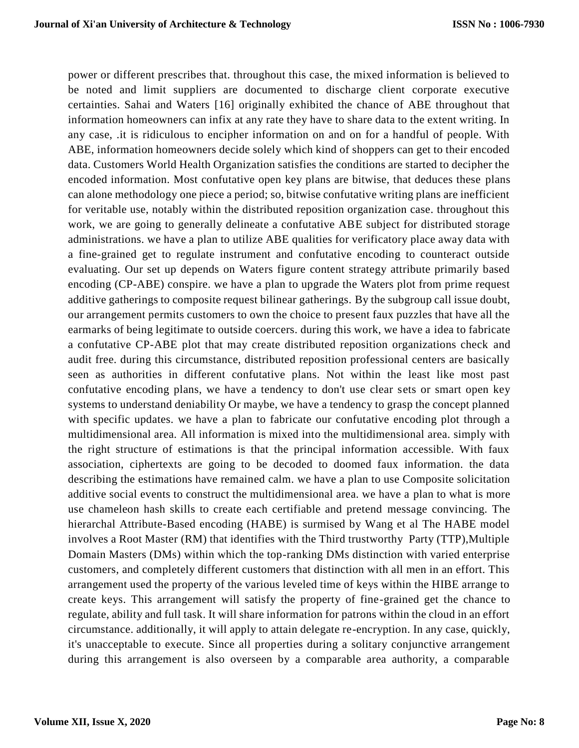power or different prescribes that. throughout this case, the mixed information is believed to be noted and limit suppliers are documented to discharge client corporate executive certainties. Sahai and Waters [16] originally exhibited the chance of ABE throughout that information homeowners can infix at any rate they have to share data to the extent writing. In any case, .it is ridiculous to encipher information on and on for a handful of people. With ABE, information homeowners decide solely which kind of shoppers can get to their encoded data. Customers World Health Organization satisfies the conditions are started to decipher the encoded information. Most confutative open key plans are bitwise, that deduces these plans can alone methodology one piece a period; so, bitwise confutative writing plans are inefficient for veritable use, notably within the distributed reposition organization case. throughout this work, we are going to generally delineate a confutative ABE subject for distributed storage administrations. we have a plan to utilize ABE qualities for verificatory place away data with a fine-grained get to regulate instrument and confutative encoding to counteract outside evaluating. Our set up depends on Waters figure content strategy attribute primarily based encoding (CP-ABE) conspire. we have a plan to upgrade the Waters plot from prime request additive gatherings to composite request bilinear gatherings. By the subgroup call issue doubt, our arrangement permits customers to own the choice to present faux puzzles that have all the earmarks of being legitimate to outside coercers. during this work, we have a idea to fabricate a confutative CP-ABE plot that may create distributed reposition organizations check and audit free. during this circumstance, distributed reposition professional centers are basically seen as authorities in different confutative plans. Not within the least like most past confutative encoding plans, we have a tendency to don't use clear sets or smart open key systems to understand deniability Or maybe, we have a tendency to grasp the concept planned with specific updates. we have a plan to fabricate our confutative encoding plot through a multidimensional area. All information is mixed into the multidimensional area. simply with the right structure of estimations is that the principal information accessible. With faux association, ciphertexts are going to be decoded to doomed faux information. the data describing the estimations have remained calm. we have a plan to use Composite solicitation additive social events to construct the multidimensional area. we have a plan to what is more use chameleon hash skills to create each certifiable and pretend message convincing. The hierarchal Attribute-Based encoding (HABE) is surmised by Wang et al The HABE model involves a Root Master (RM) that identifies with the Third trustworthy Party (TTP),Multiple Domain Masters (DMs) within which the top-ranking DMs distinction with varied enterprise customers, and completely different customers that distinction with all men in an effort. This arrangement used the property of the various leveled time of keys within the HIBE arrange to create keys. This arrangement will satisfy the property of fine-grained get the chance to regulate, ability and full task. It will share information for patrons within the cloud in an effort circumstance. additionally, it will apply to attain delegate re-encryption. In any case, quickly, it's unacceptable to execute. Since all properties during a solitary conjunctive arrangement during this arrangement is also overseen by a comparable area authority, a comparable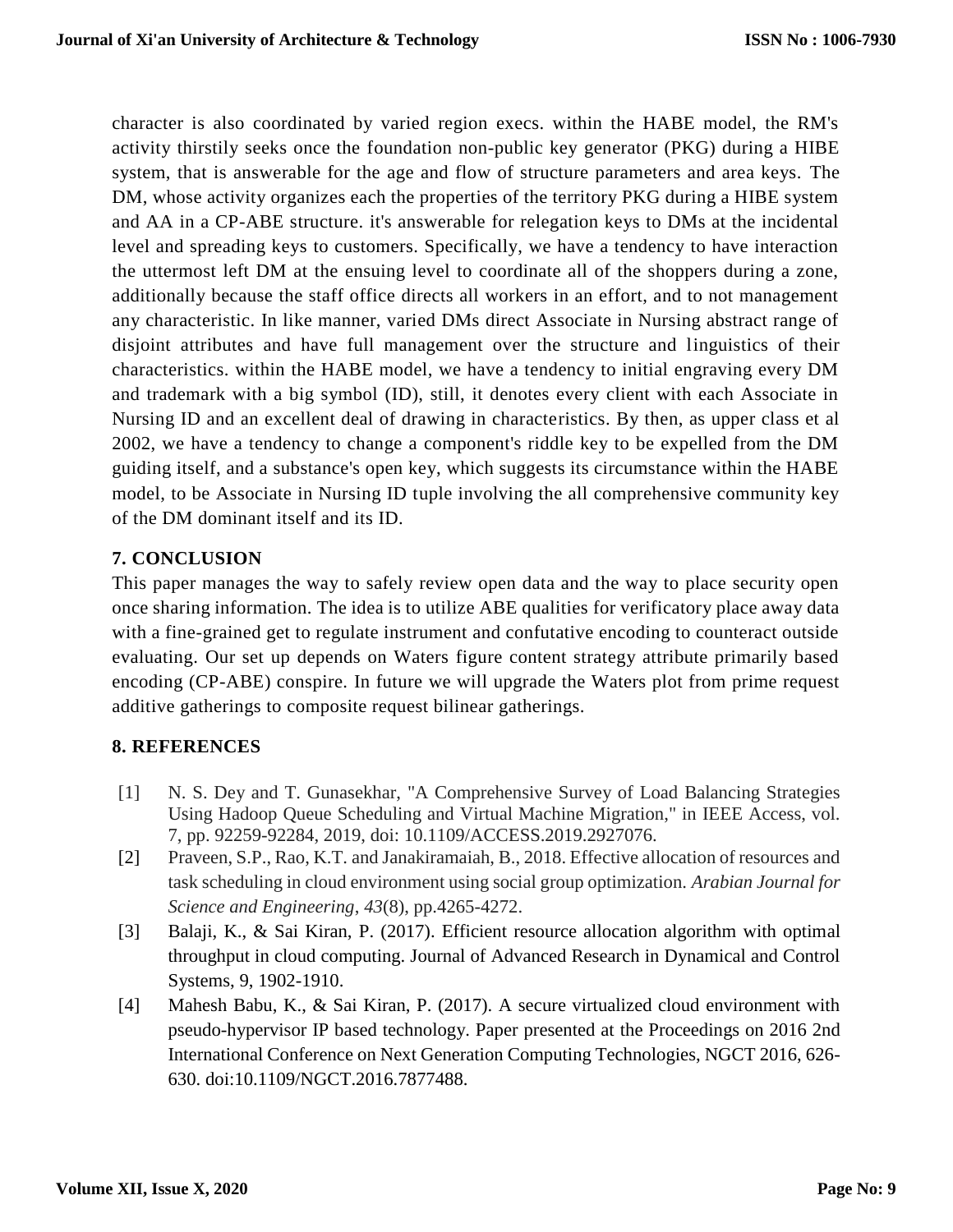character is also coordinated by varied region execs. within the HABE model, the RM's activity thirstily seeks once the foundation non-public key generator (PKG) during a HIBE system, that is answerable for the age and flow of structure parameters and area keys. The DM, whose activity organizes each the properties of the territory PKG during a HIBE system and AA in a CP-ABE structure. it's answerable for relegation keys to DMs at the incidental level and spreading keys to customers. Specifically, we have a tendency to have interaction the uttermost left DM at the ensuing level to coordinate all of the shoppers during a zone, additionally because the staff office directs all workers in an effort, and to not management any characteristic. In like manner, varied DMs direct Associate in Nursing abstract range of disjoint attributes and have full management over the structure and linguistics of their characteristics. within the HABE model, we have a tendency to initial engraving every DM and trademark with a big symbol (ID), still, it denotes every client with each Associate in Nursing ID and an excellent deal of drawing in characteristics. By then, as upper class et al 2002, we have a tendency to change a component's riddle key to be expelled from the DM guiding itself, and a substance's open key, which suggests its circumstance within the HABE model, to be Associate in Nursing ID tuple involving the all comprehensive community key of the DM dominant itself and its ID.

## 7. CONCLUSION

This paper manages the way to safely review open data and the way to place security open once sharing information. The idea is to utilize ABE qualities for verificatory place away data with a fine-grained get to regulate instrument and confutative encoding to counteract outside evaluating. Our set up depends on Waters figure content strategy attribute primarily based encoding (CP-ABE) conspire. In future we will upgrade the Waters plot from prime request additive gatherings to composite request bilinear gatherings.

## 8. REFERENCES

[1] N. S. Dey and T. Gunasekhar, "A Comprehensive Survey of Load Balancing Strategies Using Hadoop Queue Scheduling and Virtual Machine Migration," in IEEE Access, vol. 7, pp. 92259-92284, 2019, doi: 10.1109/ACCESS.2019.2927076.

[2] Praveen, S.P., Rao, K.T. and Janakiramaiah, B., 2018. Effective allocation of resources and task scheduling in cloud environment using social group optimization. *Arabian Journal for Science and Engineering*, *43*(8), pp.4265-4272.

[3] Balaji, K., & Sai Kiran, P. (2017). Efficient resource allocation algorithm with optimal throughput in cloud computing. Journal of Advanced Research in Dynamical and Control Systems, 9, 1902-1910.

[4] Mahesh Babu, K., & Sai Kiran, P. (2017). A secure virtualized cloud environment with pseudo-hypervisor IP based technology. Paper presented at the Proceedings on 2016 2nd International Conference on Next Generation Computing Technologies, NGCT 2016, 626-630. doi:10.1109/NGCT.2016.7877488.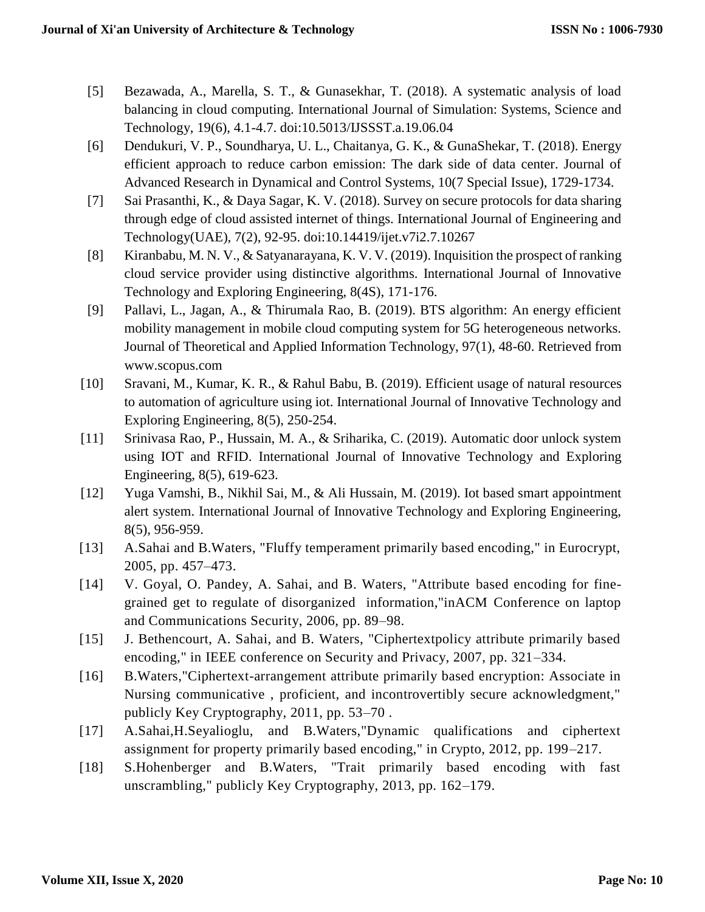[5] Bezawada, A., Marella, S. T., & Gunasekhar, T. (2018). A systematic analysis of load balancing in cloud computing. International Journal of Simulation: Systems, Science and Technology, 19(6), 4.1-4.7. doi:10.5013/IJSSST.a.19.06.04

[6] Dendukuri, V. P., Soundharya, U. L., Chaitanya, G. K., & GunaShekar, T. (2018). Energy efficient approach to reduce carbon emission: The dark side of data center. Journal of Advanced Research in Dynamical and Control Systems, 10(7 Special Issue), 1729-1734.

[7] Sai Prasanthi, K., & Daya Sagar, K. V. (2018). Survey on secure protocols for data sharing through edge of cloud assisted internet of things. International Journal of Engineering and Technology(UAE), 7(2), 92-95. doi:10.14419/ijet.v7i2.7.10267

[8] Kiranbabu, M. N. V., & Satyanarayana, K. V. V. (2019). Inquisition the prospect of ranking cloud service provider using distinctive algorithms. International Journal of Innovative Technology and Exploring Engineering, 8(4S), 171-176.

[9] Pallavi, L., Jagan, A., & Thirumala Rao, B. (2019). BTS algorithm: An energy efficient mobility management in mobile cloud computing system for 5G heterogeneous networks. Journal of Theoretical and Applied Information Technology, 97(1), 48-60. Retrieved from www.scopus.com

[10] Sravani, M., Kumar, K. R., & Rahul Babu, B. (2019). Efficient usage of natural resources to automation of agriculture using iot. International Journal of Innovative Technology and Exploring Engineering, 8(5), 250-254.

[11] Srinivasa Rao, P., Hussain, M. A., & Sriharika, C. (2019). Automatic door unlock system using IOT and RFID. International Journal of Innovative Technology and Exploring Engineering, 8(5), 619-623.

[12] Yuga Vamshi, B., Nikhil Sai, M., & Ali Hussain, M. (2019). Iot based smart appointment alert system. International Journal of Innovative Technology and Exploring Engineering, 8(5), 956-959.

[13] A.Sahai and B.Waters, "Fluffy temperament primarily based encoding," in Eurocrypt, 2005, pp. 457–473.

[14] V. Goyal, O. Pandey, A. Sahai, and B. Waters, "Attribute based encoding for fine-grained get to regulate of disorganized information,"inACM Conference on laptop and Communications Security, 2006, pp. 89–98.

[15] J. Bethencourt, A. Sahai, and B. Waters, "Ciphertextpolicy attribute primarily based encoding," in IEEE conference on Security and Privacy, 2007, pp. 321–334.

[16] B.Waters,"Ciphertext-arrangement attribute primarily based encryption: Associate in Nursing communicative , proficient, and incontrovertibly secure acknowledgment," publicly Key Cryptography, 2011, pp. 53–70 .

[17] A.Sahai,H.Seyalioglu, and B.Waters,"Dynamic qualifications and ciphertext assignment for property primarily based encoding," in Crypto, 2012, pp. 199–217.

[18] S.Hohenberger and B.Waters, "Trait primarily based encoding with fast unscrambling," publicly Key Cryptography, 2013, pp. 162–179.